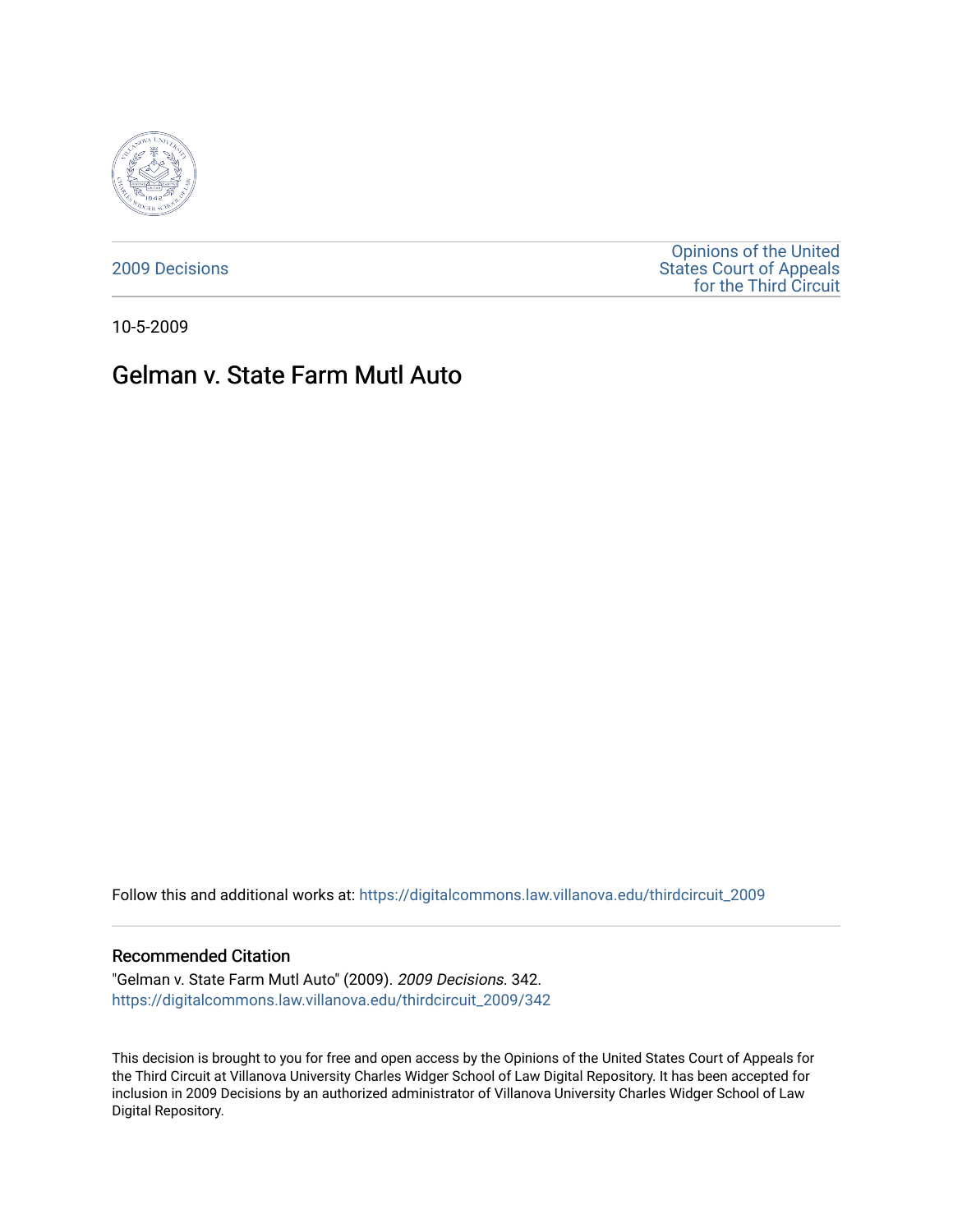2009 Decisions

Opinions of the United States Court of Appeals for the Third Circuit

10-5-2009

# Gelman v. State Farm Mutl Auto

Follow this and additional works at: https://digitalcommons.law.villanova.edu/thirdcircuit_2009

### Recommended Citation

"Gelman v. State Farm Mutl Auto" (2009). *2009 Decisions*. 342.
https://digitalcommons.law.villanova.edu/thirdcircuit_2009/342

This decision is brought to you for free and open access by the Opinions of the United States Court of Appeals for the Third Circuit at Villanova University Charles Widger School of Law Digital Repository. It has been accepted for inclusion in 2009 Decisions by an authorized administrator of Villanova University Charles Widger School of Law Digital Repository.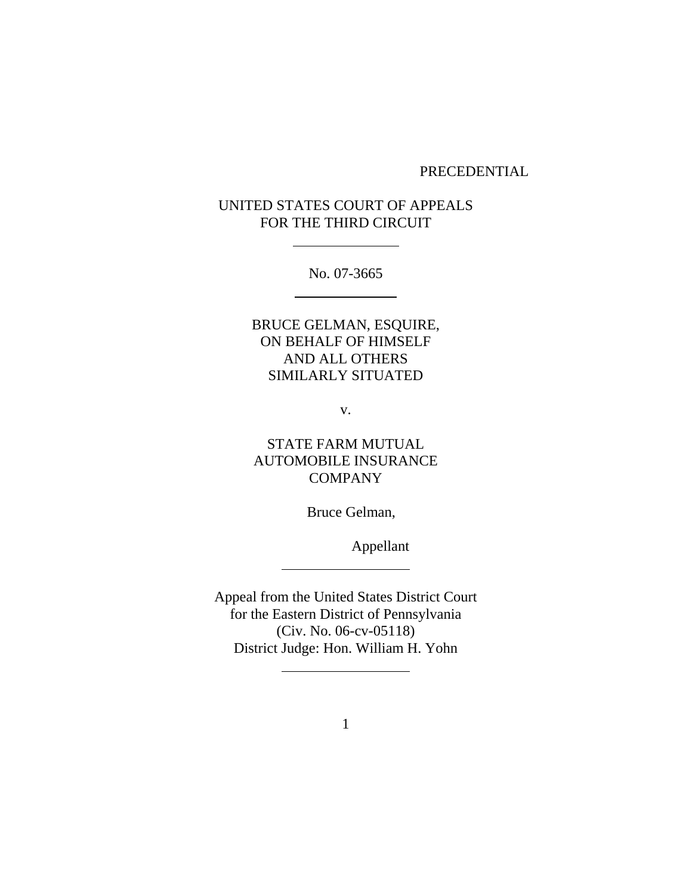PRECEDENTIAL

UNITED STATES COURT OF APPEALS
FOR THE THIRD CIRCUIT

---

No. 07-3665

---

BRUCE GELMAN, ESQUIRE,
ON BEHALF OF HIMSELF
AND ALL OTHERS
SIMILARLY SITUATED

v.

STATE FARM MUTUAL
AUTOMOBILE INSURANCE
COMPANY

Bruce Gelman,

Appellant

---

Appeal from the United States District Court
for the Eastern District of Pennsylvania
(Civ. No. 06-cv-05118)
District Judge: Hon. William H. Yohn

---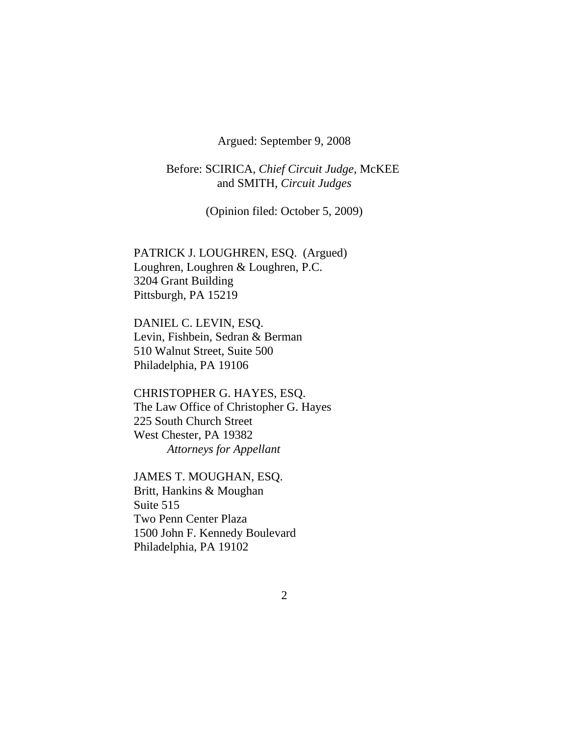Argued: September 9, 2008

Before: SCIRICA, *Chief Circuit Judge*, McKEE and SMITH, *Circuit Judges*

(Opinion filed: October 5, 2009)

PATRICK J. LOUGHREN, ESQ. (Argued)
Loughren, Loughren & Loughren, P.C.
3204 Grant Building
Pittsburgh, PA 15219

DANIEL C. LEVIN, ESQ.
Levin, Fishbein, Sedran & Berman
510 Walnut Street, Suite 500
Philadelphia, PA 19106

CHRISTOPHER G. HAYES, ESQ.
The Law Office of Christopher G. Hayes
225 South Church Street
West Chester, PA 19382
*Attorneys for Appellant*

JAMES T. MOUGHAN, ESQ.
Britt, Hankins & Moughan
Suite 515
Two Penn Center Plaza
1500 John F. Kennedy Boulevard
Philadelphia, PA 19102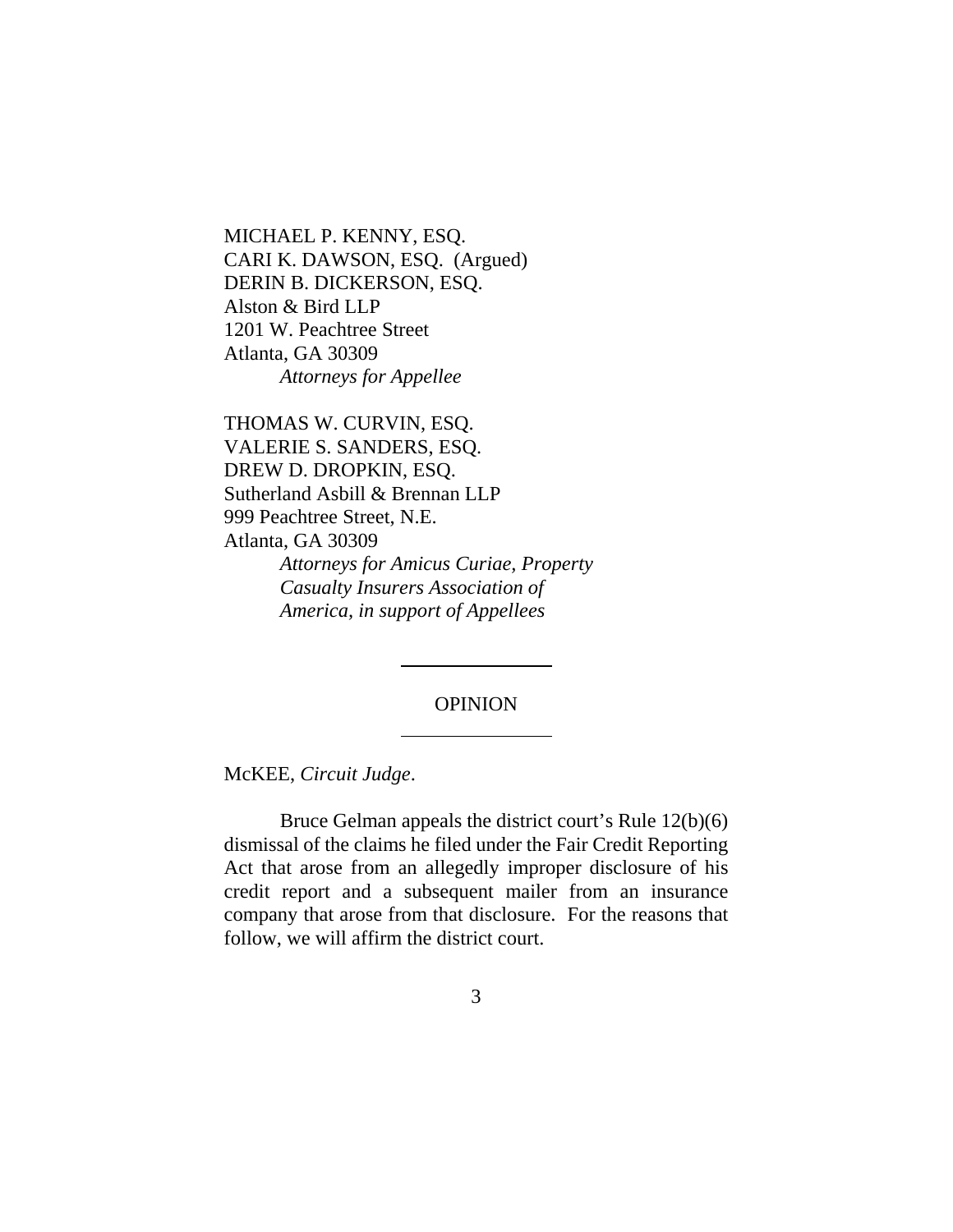MICHAEL P. KENNY, ESQ.
CARI K. DAWSON, ESQ. (Argued)
DERIN B. DICKERSON, ESQ.
Alston & Bird LLP
1201 W. Peachtree Street
Atlanta, GA 30309

*Attorneys for Appellee*

THOMAS W. CURVIN, ESQ.
VALERIE S. SANDERS, ESQ.
DREW D. DROPKIN, ESQ.
Sutherland Asbill & Brennan LLP
999 Peachtree Street, N.E.
Atlanta, GA 30309

*Attorneys for Amicus Curiae, Property Casualty Insurers Association of America, in support of Appellees*

---

OPINION

---

McKEE, *Circuit Judge*.

Bruce Gelman appeals the district court's Rule 12(b)(6) dismissal of the claims he filed under the Fair Credit Reporting Act that arose from an allegedly improper disclosure of his credit report and a subsequent mailer from an insurance company that arose from that disclosure. For the reasons that follow, we will affirm the district court.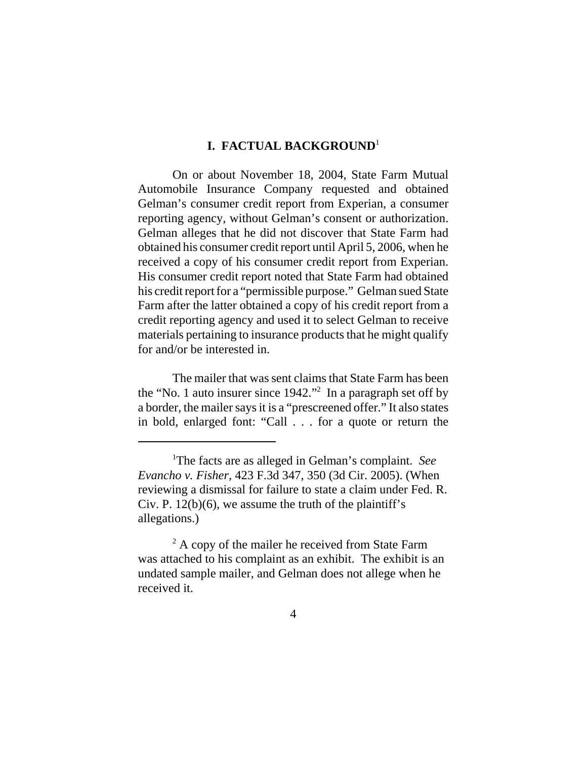## I. FACTUAL BACKGROUND[1]

On or about November 18, 2004, State Farm Mutual Automobile Insurance Company requested and obtained Gelman's consumer credit report from Experian, a consumer reporting agency, without Gelman's consent or authorization. Gelman alleges that he did not discover that State Farm had obtained his consumer credit report until April 5, 2006, when he received a copy of his consumer credit report from Experian. His consumer credit report noted that State Farm had obtained his credit report for a "permissible purpose." Gelman sued State Farm after the latter obtained a copy of his credit report from a credit reporting agency and used it to select Gelman to receive materials pertaining to insurance products that he might qualify for and/or be interested in.

The mailer that was sent claims that State Farm has been the "No. 1 auto insurer since 1942."[2] In a paragraph set off by a border, the mailer says it is a "prescreened offer." It also states in bold, enlarged font: "Call . . . for a quote or return the

---

[1] The facts are as alleged in Gelman's complaint. *See Evancho v. Fisher*, 423 F.3d 347, 350 (3d Cir. 2005). (When reviewing a dismissal for failure to state a claim under Fed. R. Civ. P. 12(b)(6), we assume the truth of the plaintiff's allegations.)

[2] A copy of the mailer he received from State Farm was attached to his complaint as an exhibit. The exhibit is an undated sample mailer, and Gelman does not allege when he received it.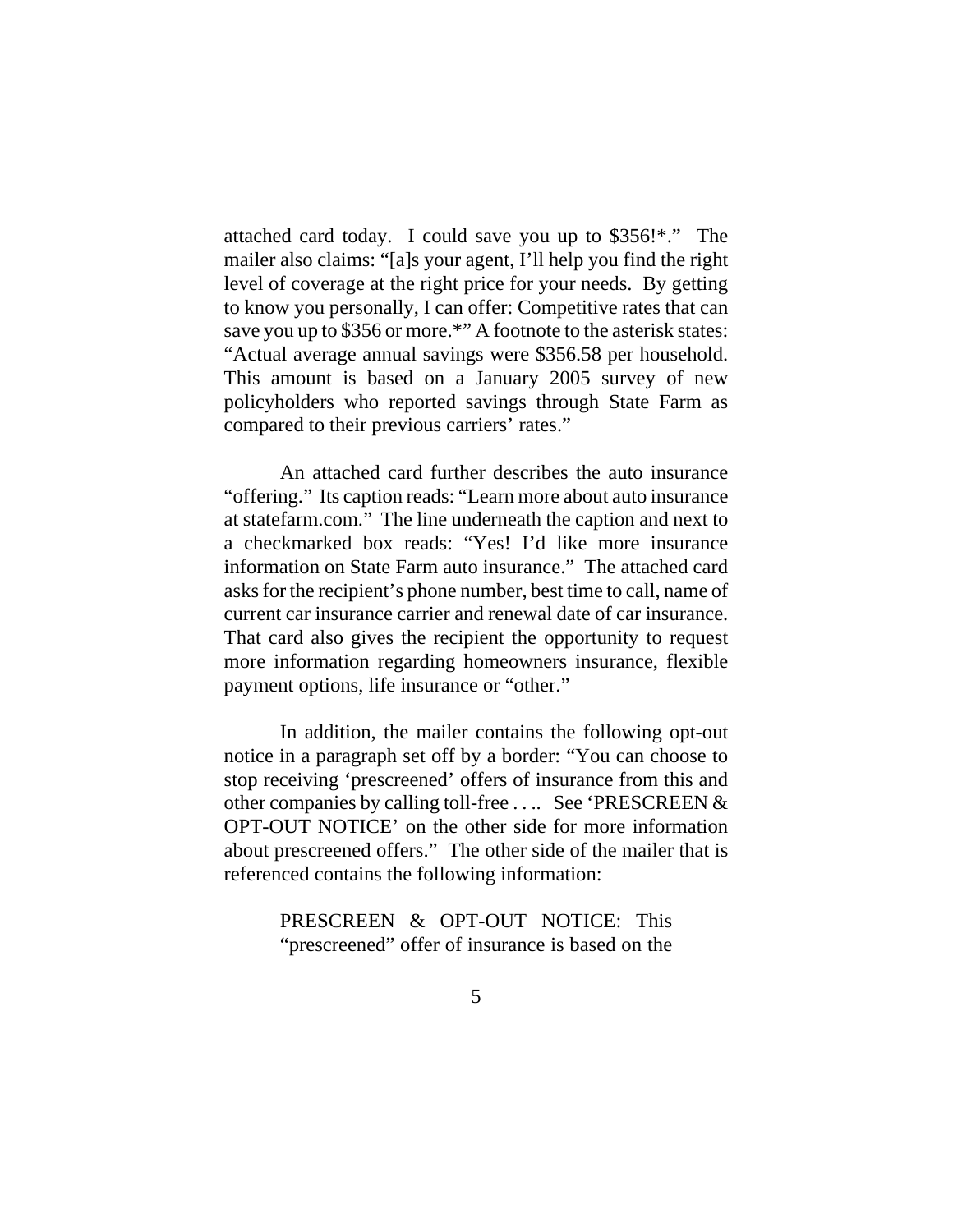attached card today. I could save you up to $356!*." The mailer also claims: "[a]s your agent, I'll help you find the right level of coverage at the right price for your needs. By getting to know you personally, I can offer: Competitive rates that can save you up to $356 or more.*" A footnote to the asterisk states: "Actual average annual savings were $356.58 per household. This amount is based on a January 2005 survey of new policyholders who reported savings through State Farm as compared to their previous carriers' rates."

An attached card further describes the auto insurance "offering." Its caption reads: "Learn more about auto insurance at statefarm.com." The line underneath the caption and next to a checkmarked box reads: "Yes! I'd like more insurance information on State Farm auto insurance." The attached card asks for the recipient's phone number, best time to call, name of current car insurance carrier and renewal date of car insurance. That card also gives the recipient the opportunity to request more information regarding homeowners insurance, flexible payment options, life insurance or "other."

In addition, the mailer contains the following opt-out notice in a paragraph set off by a border: "You can choose to stop receiving 'prescreened' offers of insurance from this and other companies by calling toll-free . . .. See 'PRESCREEN & OPT-OUT NOTICE' on the other side for more information about prescreened offers." The other side of the mailer that is referenced contains the following information:

> PRESCREEN & OPT-OUT NOTICE: This "prescreened" offer of insurance is based on the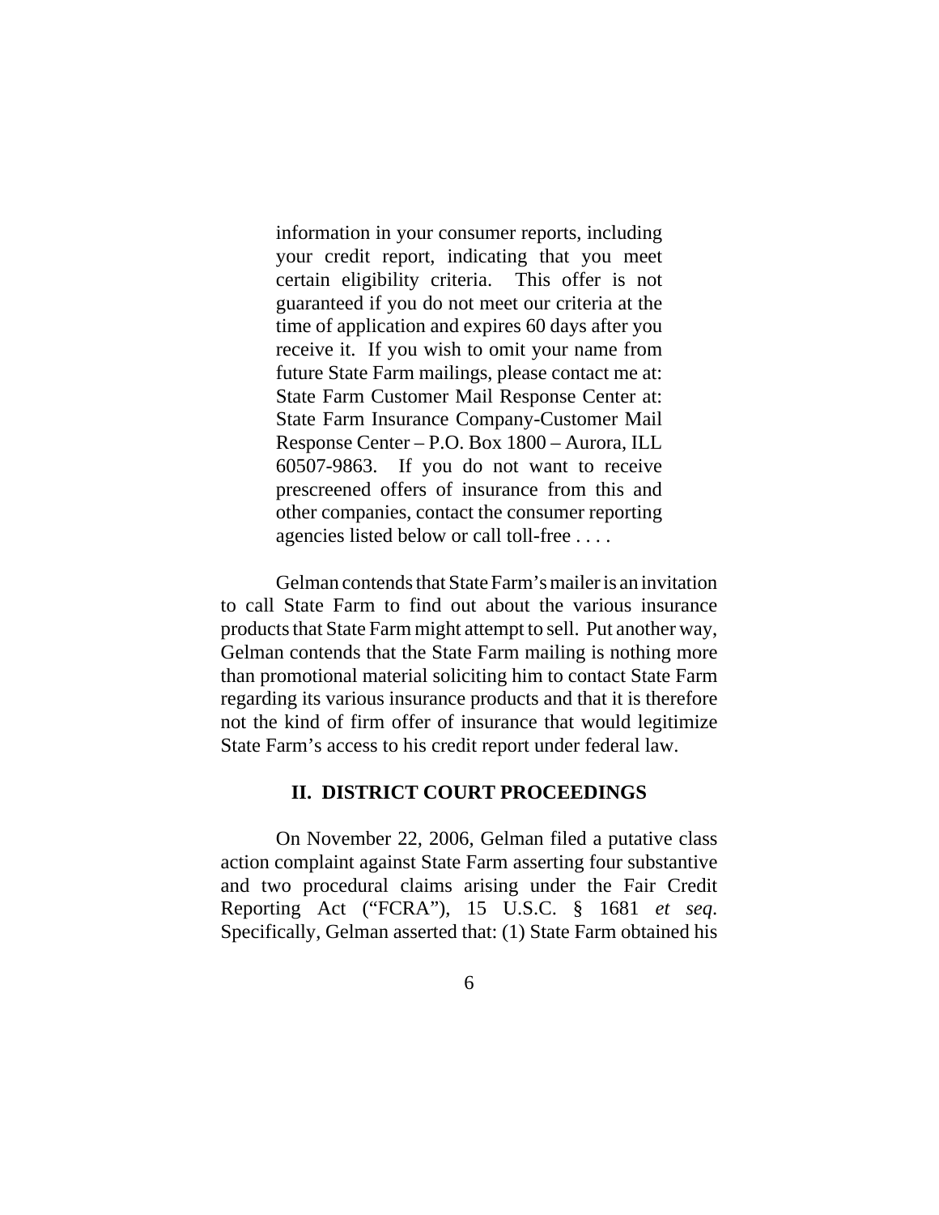> information in your consumer reports, including your credit report, indicating that you meet certain eligibility criteria. This offer is not guaranteed if you do not meet our criteria at the time of application and expires 60 days after you receive it. If you wish to omit your name from future State Farm mailings, please contact me at: State Farm Customer Mail Response Center at: State Farm Insurance Company-Customer Mail Response Center – P.O. Box 1800 – Aurora, ILL 60507-9863. If you do not want to receive prescreened offers of insurance from this and other companies, contact the consumer reporting agencies listed below or call toll-free . . . .

Gelman contends that State Farm's mailer is an invitation to call State Farm to find out about the various insurance products that State Farm might attempt to sell. Put another way, Gelman contends that the State Farm mailing is nothing more than promotional material soliciting him to contact State Farm regarding its various insurance products and that it is therefore not the kind of firm offer of insurance that would legitimize State Farm's access to his credit report under federal law.

## II. DISTRICT COURT PROCEEDINGS

On November 22, 2006, Gelman filed a putative class action complaint against State Farm asserting four substantive and two procedural claims arising under the Fair Credit Reporting Act ("FCRA"), 15 U.S.C. § 1681 *et seq*. Specifically, Gelman asserted that: (1) State Farm obtained his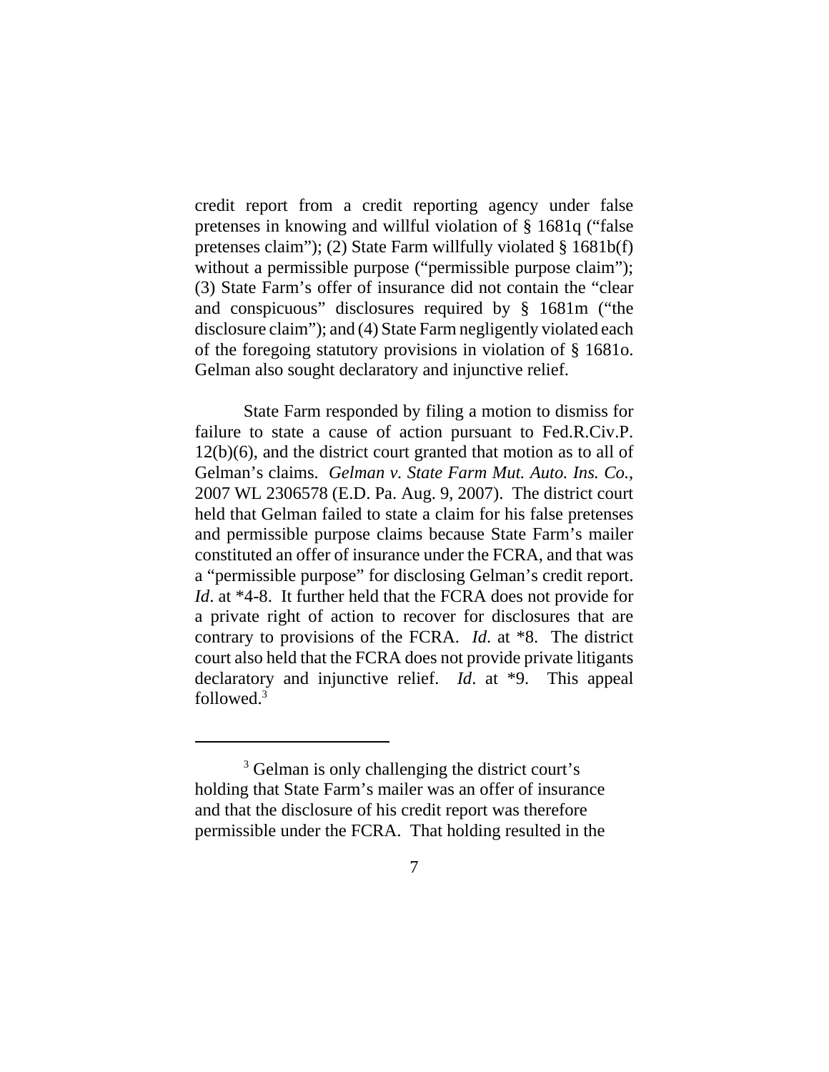credit report from a credit reporting agency under false pretenses in knowing and willful violation of § 1681q ("false pretenses claim"); (2) State Farm willfully violated § 1681b(f) without a permissible purpose ("permissible purpose claim"); (3) State Farm's offer of insurance did not contain the "clear and conspicuous" disclosures required by § 1681m ("the disclosure claim"); and (4) State Farm negligently violated each of the foregoing statutory provisions in violation of § 1681o. Gelman also sought declaratory and injunctive relief.

State Farm responded by filing a motion to dismiss for failure to state a cause of action pursuant to Fed.R.Civ.P. 12(b)(6), and the district court granted that motion as to all of Gelman's claims. *Gelman v. State Farm Mut. Auto. Ins. Co.*, 2007 WL 2306578 (E.D. Pa. Aug. 9, 2007). The district court held that Gelman failed to state a claim for his false pretenses and permissible purpose claims because State Farm's mailer constituted an offer of insurance under the FCRA, and that was a "permissible purpose" for disclosing Gelman's credit report. *Id*. at *4-8. It further held that the FCRA does not provide for a private right of action to recover for disclosures that are contrary to provisions of the FCRA. *Id*. at *8. The district court also held that the FCRA does not provide private litigants declaratory and injunctive relief. *Id*. at *9. This appeal followed.[3]

[3] Gelman is only challenging the district court's holding that State Farm's mailer was an offer of insurance and that the disclosure of his credit report was therefore permissible under the FCRA. That holding resulted in the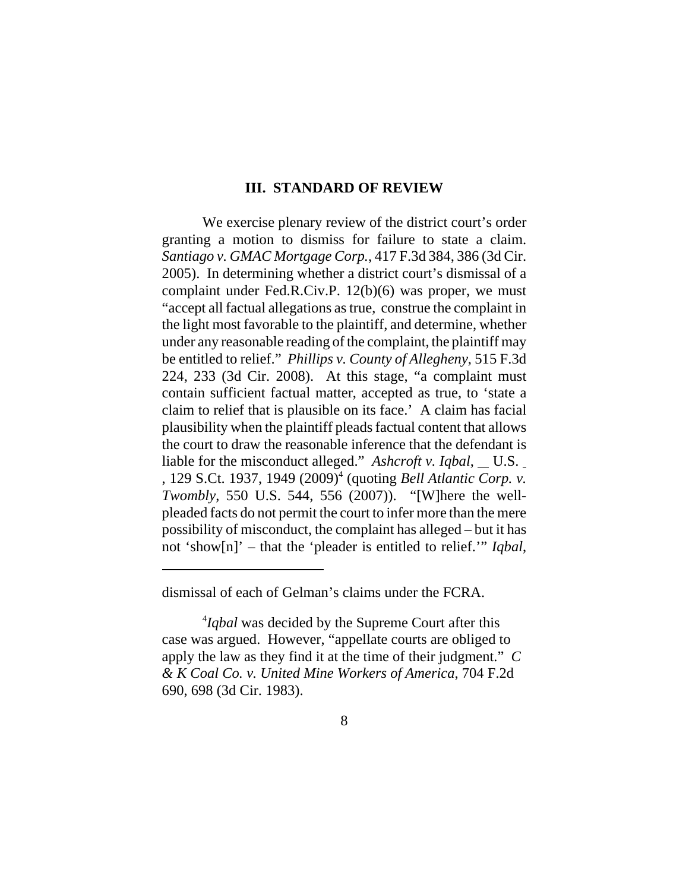### III. STANDARD OF REVIEW

We exercise plenary review of the district court's order granting a motion to dismiss for failure to state a claim. *Santiago v. GMAC Mortgage Corp.*, 417 F.3d 384, 386 (3d Cir. 2005). In determining whether a district court's dismissal of a complaint under Fed.R.Civ.P. 12(b)(6) was proper, we must "accept all factual allegations as true, construe the complaint in the light most favorable to the plaintiff, and determine, whether under any reasonable reading of the complaint, the plaintiff may be entitled to relief." *Phillips v. County of Allegheny*, 515 F.3d 224, 233 (3d Cir. 2008). At this stage, "a complaint must contain sufficient factual matter, accepted as true, to 'state a claim to relief that is plausible on its face.' A claim has facial plausibility when the plaintiff pleads factual content that allows the court to draw the reasonable inference that the defendant is liable for the misconduct alleged." *Ashcroft v. Iqbal*, __ U.S. __, 129 S.Ct. 1937, 1949 (2009)[4] (quoting *Bell Atlantic Corp. v. Twombly*, 550 U.S. 544, 556 (2007)). "[W]here the well-pleaded facts do not permit the court to infer more than the mere possibility of misconduct, the complaint has alleged – but it has not 'show[n]' – that the 'pleader is entitled to relief.'" *Iqbal*,

---

dismissal of each of Gelman's claims under the FCRA.

[4] *Iqbal* was decided by the Supreme Court after this case was argued. However, "appellate courts are obliged to apply the law as they find it at the time of their judgment." *C & K Coal Co. v. United Mine Workers of America*, 704 F.2d 690, 698 (3d Cir. 1983).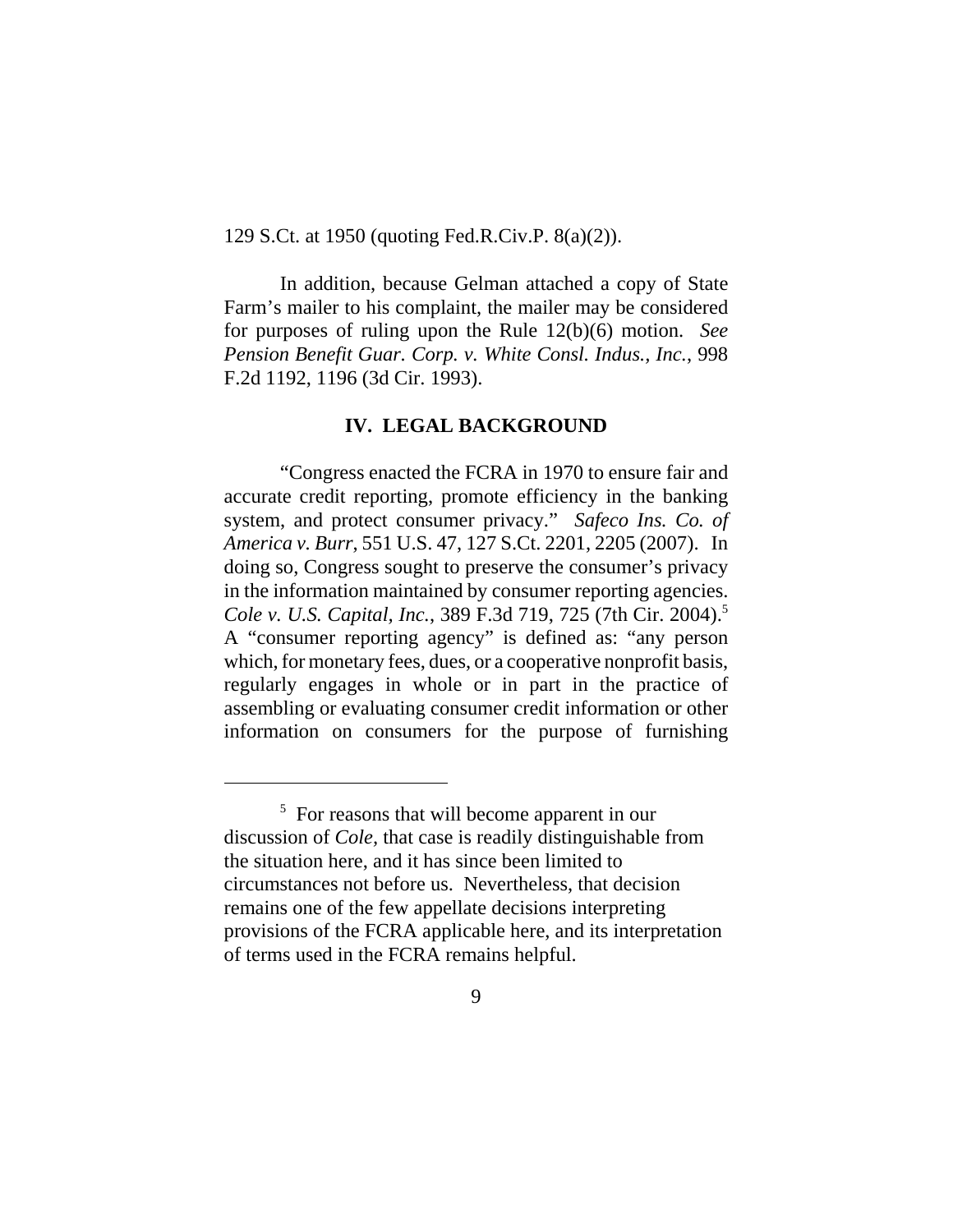129 S.Ct. at 1950 (quoting Fed.R.Civ.P. 8(a)(2)).

In addition, because Gelman attached a copy of State Farm's mailer to his complaint, the mailer may be considered for purposes of ruling upon the Rule 12(b)(6) motion. *See Pension Benefit Guar. Corp. v. White Consl. Indus., Inc.*, 998 F.2d 1192, 1196 (3d Cir. 1993).

## IV. LEGAL BACKGROUND

"Congress enacted the FCRA in 1970 to ensure fair and accurate credit reporting, promote efficiency in the banking system, and protect consumer privacy." *Safeco Ins. Co. of America v. Burr*, 551 U.S. 47, 127 S.Ct. 2201, 2205 (2007). In doing so, Congress sought to preserve the consumer's privacy in the information maintained by consumer reporting agencies. *Cole v. U.S. Capital, Inc.*, 389 F.3d 719, 725 (7th Cir. 2004).[5] A "consumer reporting agency" is defined as: "any person which, for monetary fees, dues, or a cooperative nonprofit basis, regularly engages in whole or in part in the practice of assembling or evaluating consumer credit information or other information on consumers for the purpose of furnishing

[5] For reasons that will become apparent in our discussion of *Cole,* that case is readily distinguishable from the situation here, and it has since been limited to circumstances not before us. Nevertheless, that decision remains one of the few appellate decisions interpreting provisions of the FCRA applicable here, and its interpretation of terms used in the FCRA remains helpful.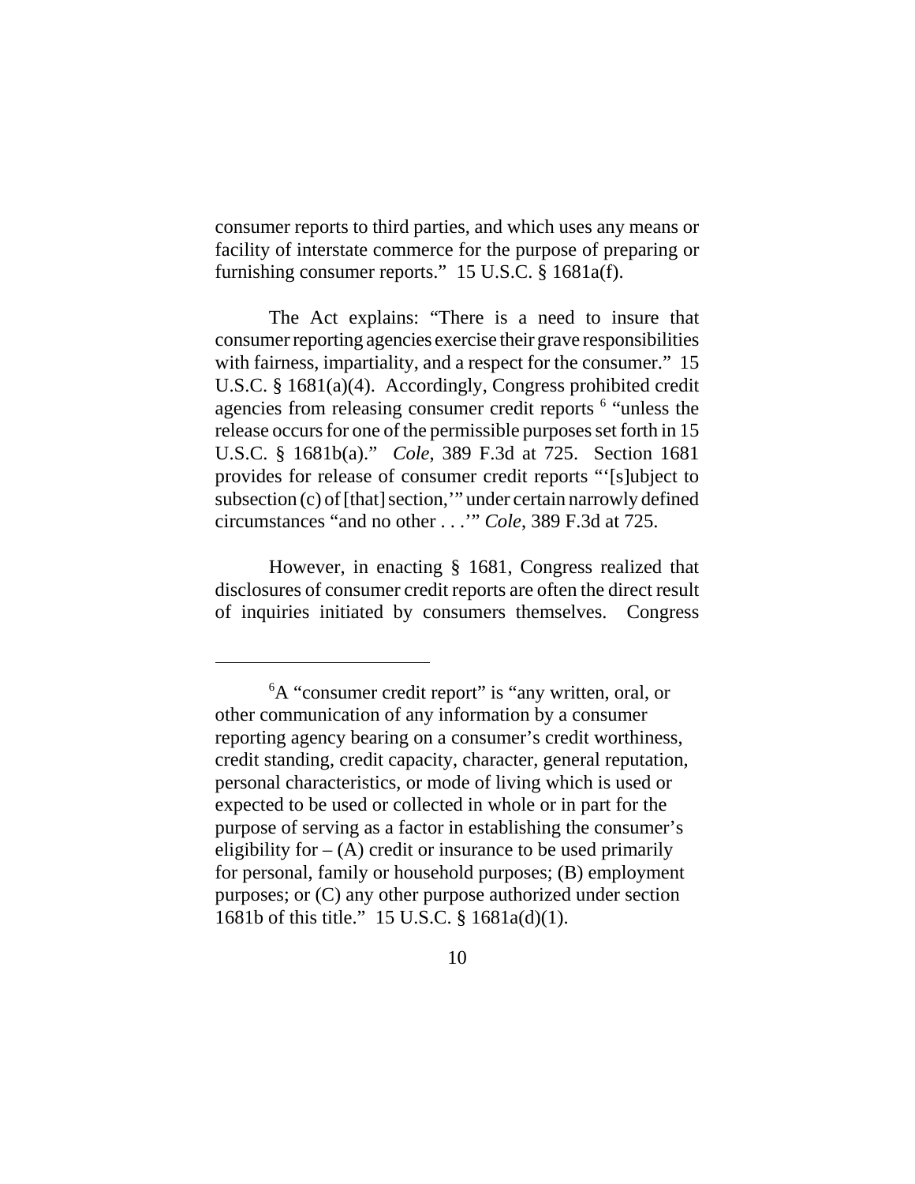consumer reports to third parties, and which uses any means or facility of interstate commerce for the purpose of preparing or furnishing consumer reports." 15 U.S.C. § 1681a(f).

The Act explains: "There is a need to insure that consumer reporting agencies exercise their grave responsibilities with fairness, impartiality, and a respect for the consumer." 15 U.S.C. § 1681(a)(4). Accordingly, Congress prohibited credit agencies from releasing consumer credit reports [6] "unless the release occurs for one of the permissible purposes set forth in 15 U.S.C. § 1681b(a)." *Cole*, 389 F.3d at 725. Section 1681 provides for release of consumer credit reports "'[s]ubject to subsection (c) of [that] section,'" under certain narrowly defined circumstances "and no other . . .'" *Cole*, 389 F.3d at 725.

However, in enacting § 1681, Congress realized that disclosures of consumer credit reports are often the direct result of inquiries initiated by consumers themselves. Congress

---

[6] A "consumer credit report" is "any written, oral, or other communication of any information by a consumer reporting agency bearing on a consumer's credit worthiness, credit standing, credit capacity, character, general reputation, personal characteristics, or mode of living which is used or expected to be used or collected in whole or in part for the purpose of serving as a factor in establishing the consumer's eligibility for – (A) credit or insurance to be used primarily for personal, family or household purposes; (B) employment purposes; or (C) any other purpose authorized under section 1681b of this title." 15 U.S.C. § 1681a(d)(1).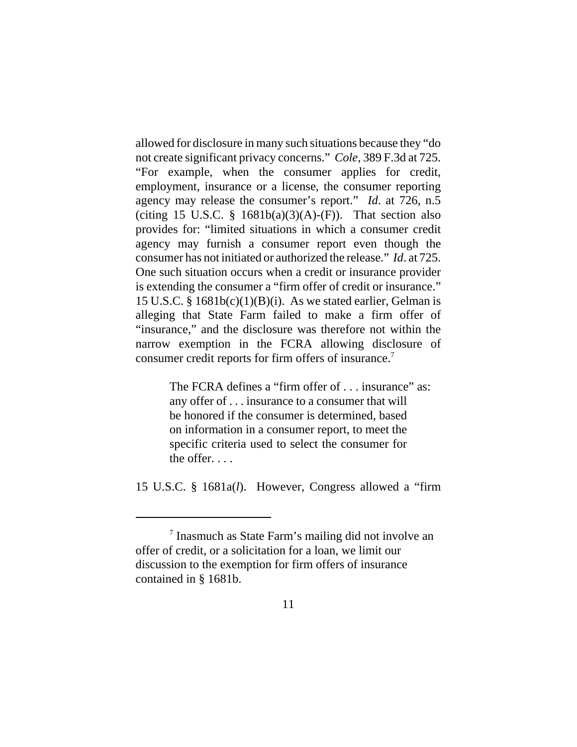allowed for disclosure in many such situations because they "do not create significant privacy concerns." *Cole*, 389 F.3d at 725. "For example, when the consumer applies for credit, employment, insurance or a license, the consumer reporting agency may release the consumer's report." *Id*. at 726, n.5 (citing 15 U.S.C. § 1681b(a)(3)(A)-(F)). That section also provides for: "limited situations in which a consumer credit agency may furnish a consumer report even though the consumer has not initiated or authorized the release." *Id*. at 725. One such situation occurs when a credit or insurance provider is extending the consumer a "firm offer of credit or insurance." 15 U.S.C. § 1681b(c)(1)(B)(i). As we stated earlier, Gelman is alleging that State Farm failed to make a firm offer of "insurance," and the disclosure was therefore not within the narrow exemption in the FCRA allowing disclosure of consumer credit reports for firm offers of insurance.[7]

> The FCRA defines a "firm offer of . . . insurance" as: any offer of . . . insurance to a consumer that will be honored if the consumer is determined, based on information in a consumer report, to meet the specific criteria used to select the consumer for the offer. . . .

15 U.S.C. § 1681a(*l*). However, Congress allowed a "firm

---

[7] Inasmuch as State Farm's mailing did not involve an offer of credit, or a solicitation for a loan, we limit our discussion to the exemption for firm offers of insurance contained in § 1681b.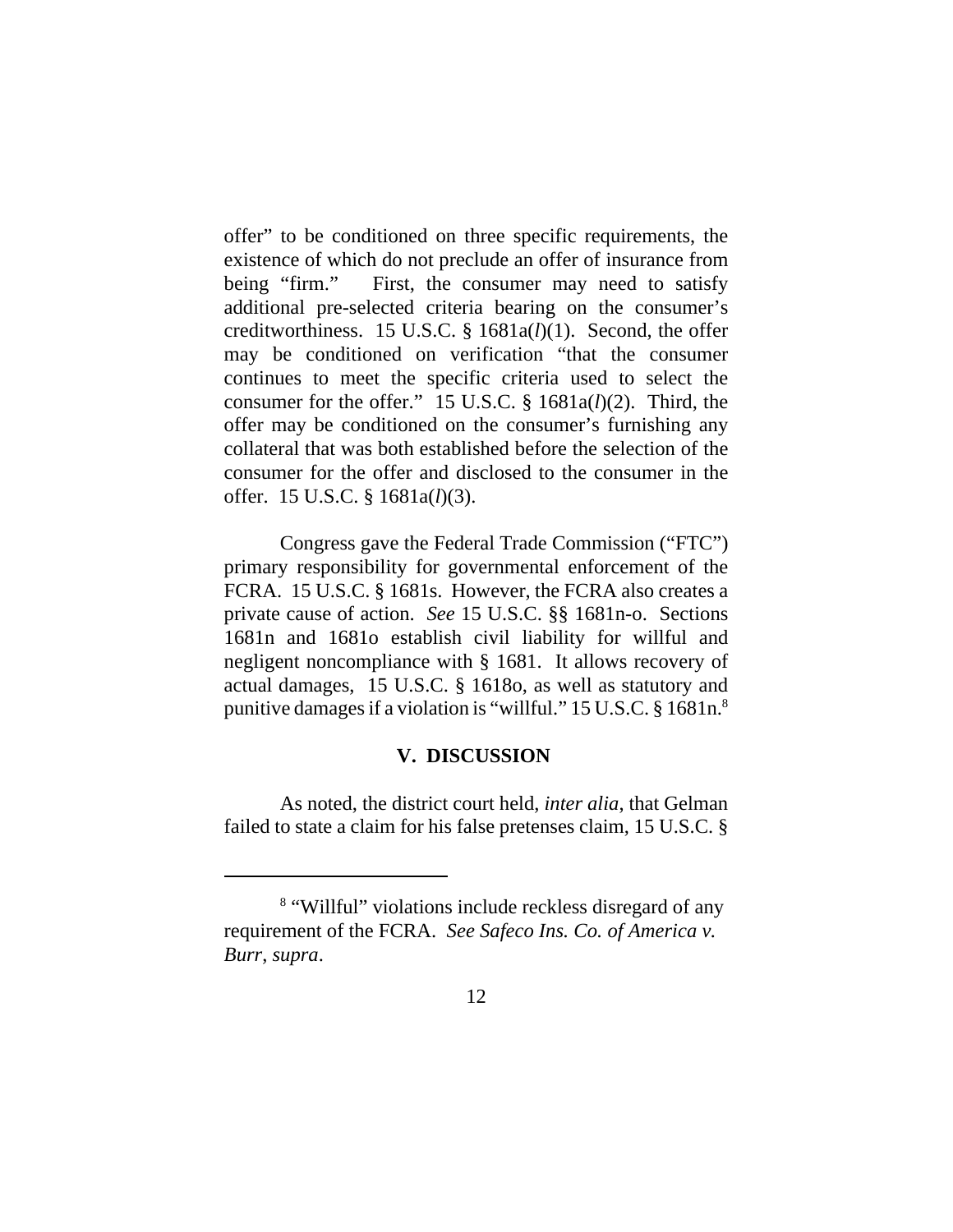offer" to be conditioned on three specific requirements, the existence of which do not preclude an offer of insurance from being "firm." First, the consumer may need to satisfy additional pre-selected criteria bearing on the consumer's creditworthiness. 15 U.S.C. § 1681a(*l*)(1). Second, the offer may be conditioned on verification "that the consumer continues to meet the specific criteria used to select the consumer for the offer." 15 U.S.C. § 1681a(*l*)(2). Third, the offer may be conditioned on the consumer's furnishing any collateral that was both established before the selection of the consumer for the offer and disclosed to the consumer in the offer. 15 U.S.C. § 1681a(*l*)(3).

Congress gave the Federal Trade Commission ("FTC") primary responsibility for governmental enforcement of the FCRA. 15 U.S.C. § 1681s. However, the FCRA also creates a private cause of action. *See* 15 U.S.C. §§ 1681n-o. Sections 1681n and 1681o establish civil liability for willful and negligent noncompliance with § 1681. It allows recovery of actual damages, 15 U.S.C. § 1618o, as well as statutory and punitive damages if a violation is "willful." 15 U.S.C. § 1681n.[8]

## V. DISCUSSION

As noted, the district court held, *inter alia*, that Gelman failed to state a claim for his false pretenses claim, 15 U.S.C. §

---

[8] "Willful" violations include reckless disregard of any requirement of the FCRA. *See Safeco Ins. Co. of America v. Burr*, *supra*.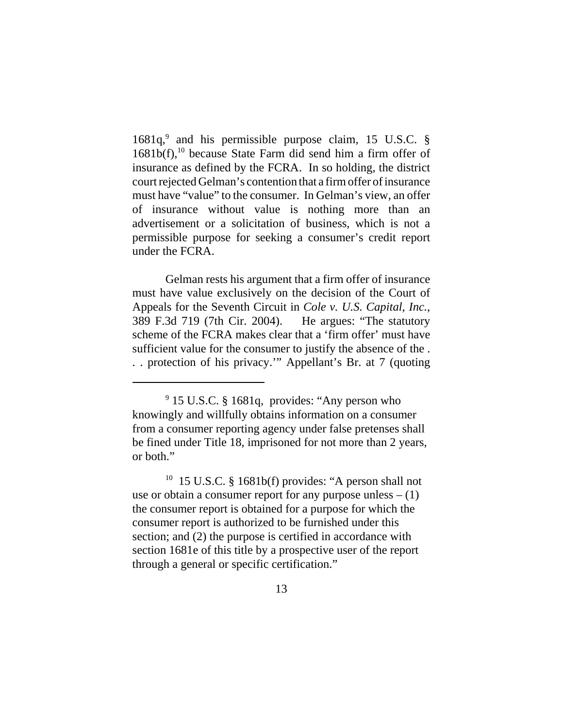1681q,[9] and his permissible purpose claim, 15 U.S.C. § 1681b(f),[10] because State Farm did send him a firm offer of insurance as defined by the FCRA. In so holding, the district court rejected Gelman's contention that a firm offer of insurance must have "value" to the consumer. In Gelman's view, an offer of insurance without value is nothing more than an advertisement or a solicitation of business, which is not a permissible purpose for seeking a consumer's credit report under the FCRA.

Gelman rests his argument that a firm offer of insurance must have value exclusively on the decision of the Court of Appeals for the Seventh Circuit in *Cole v. U.S. Capital, Inc.*, 389 F.3d 719 (7th Cir. 2004). He argues: "The statutory scheme of the FCRA makes clear that a 'firm offer' must have sufficient value for the consumer to justify the absence of the . . . protection of his privacy.'" Appellant's Br. at 7 (quoting

---

[9] 15 U.S.C. § 1681q, provides: "Any person who knowingly and willfully obtains information on a consumer from a consumer reporting agency under false pretenses shall be fined under Title 18, imprisoned for not more than 2 years, or both."

[10] 15 U.S.C. § 1681b(f) provides: "A person shall not use or obtain a consumer report for any purpose unless – (1) the consumer report is obtained for a purpose for which the consumer report is authorized to be furnished under this section; and (2) the purpose is certified in accordance with section 1681e of this title by a prospective user of the report through a general or specific certification."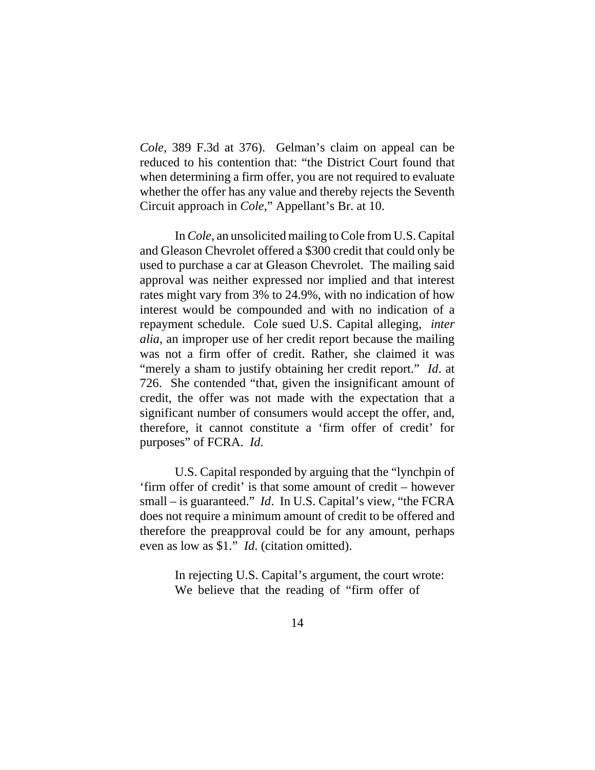*Cole*, 389 F.3d at 376). Gelman's claim on appeal can be reduced to his contention that: "the District Court found that when determining a firm offer, you are not required to evaluate whether the offer has any value and thereby rejects the Seventh Circuit approach in *Cole*," Appellant's Br. at 10.

In *Cole*, an unsolicited mailing to Cole from U.S. Capital and Gleason Chevrolet offered a $300 credit that could only be used to purchase a car at Gleason Chevrolet. The mailing said approval was neither expressed nor implied and that interest rates might vary from 3% to 24.9%, with no indication of how interest would be compounded and with no indication of a repayment schedule. Cole sued U.S. Capital alleging, *inter alia*, an improper use of her credit report because the mailing was not a firm offer of credit. Rather, she claimed it was "merely a sham to justify obtaining her credit report." *Id*. at 726. She contended "that, given the insignificant amount of credit, the offer was not made with the expectation that a significant number of consumers would accept the offer, and, therefore, it cannot constitute a 'firm offer of credit' for purposes" of FCRA. *Id*.

U.S. Capital responded by arguing that the "lynchpin of 'firm offer of credit' is that some amount of credit – however small – is guaranteed." *Id*. In U.S. Capital's view, "the FCRA does not require a minimum amount of credit to be offered and therefore the preapproval could be for any amount, perhaps even as low as $1." *Id*. (citation omitted).

> In rejecting U.S. Capital's argument, the court wrote:
> We believe that the reading of "firm offer of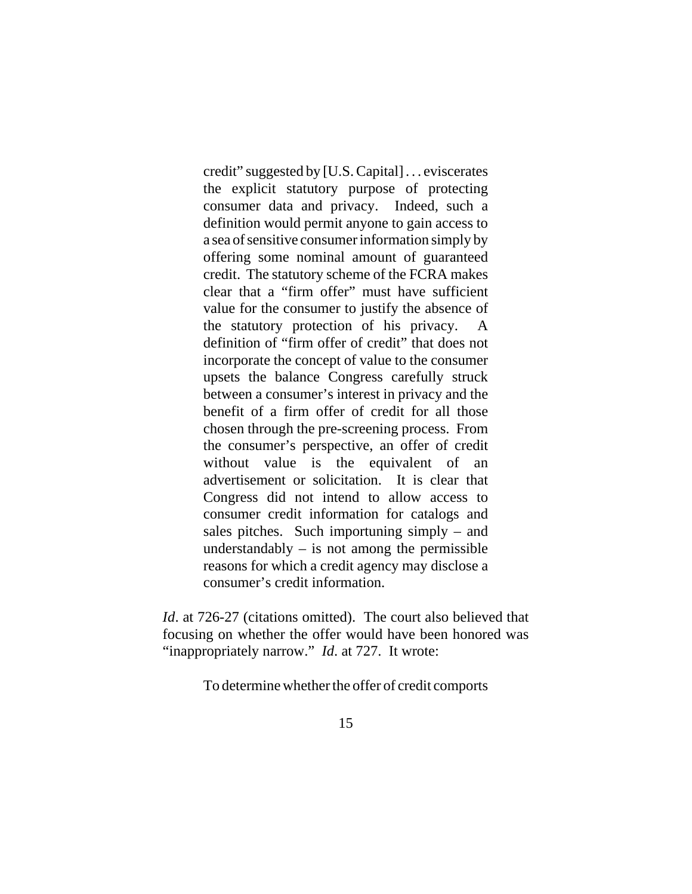> credit" suggested by [U.S. Capital] . . . eviscerates the explicit statutory purpose of protecting consumer data and privacy. Indeed, such a definition would permit anyone to gain access to a sea of sensitive consumer information simply by offering some nominal amount of guaranteed credit. The statutory scheme of the FCRA makes clear that a "firm offer" must have sufficient value for the consumer to justify the absence of the statutory protection of his privacy. A definition of "firm offer of credit" that does not incorporate the concept of value to the consumer upsets the balance Congress carefully struck between a consumer's interest in privacy and the benefit of a firm offer of credit for all those chosen through the pre-screening process. From the consumer's perspective, an offer of credit without value is the equivalent of an advertisement or solicitation. It is clear that Congress did not intend to allow access to consumer credit information for catalogs and sales pitches. Such importuning simply – and understandably – is not among the permissible reasons for which a credit agency may disclose a consumer's credit information.

*Id*. at 726-27 (citations omitted). The court also believed that focusing on whether the offer would have been honored was "inappropriately narrow." *Id*. at 727. It wrote:

> To determine whether the offer of credit comports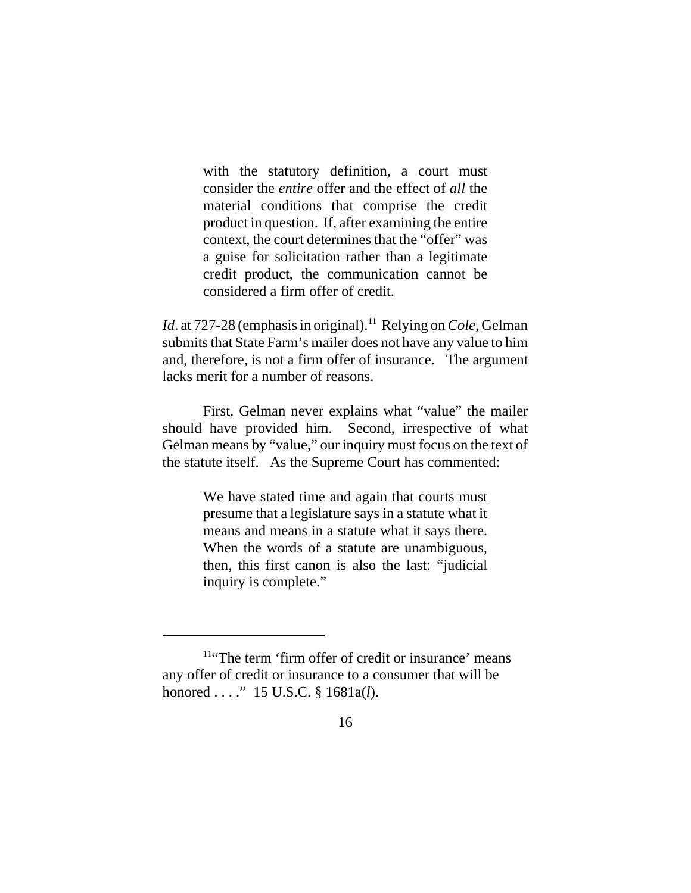> with the statutory definition, a court must consider the *entire* offer and the effect of *all* the material conditions that comprise the credit product in question. If, after examining the entire context, the court determines that the "offer" was a guise for solicitation rather than a legitimate credit product, the communication cannot be considered a firm offer of credit.

*Id*. at 727-28 (emphasis in original).[11] Relying on *Cole*, Gelman submits that State Farm's mailer does not have any value to him and, therefore, is not a firm offer of insurance. The argument lacks merit for a number of reasons.

First, Gelman never explains what "value" the mailer should have provided him. Second, irrespective of what Gelman means by "value," our inquiry must focus on the text of the statute itself. As the Supreme Court has commented:

> We have stated time and again that courts must presume that a legislature says in a statute what it means and means in a statute what it says there. When the words of a statute are unambiguous, then, this first canon is also the last: "judicial inquiry is complete."

---

[11] "The term 'firm offer of credit or insurance' means any offer of credit or insurance to a consumer that will be honored . . . ." 15 U.S.C. § 1681a(*l*).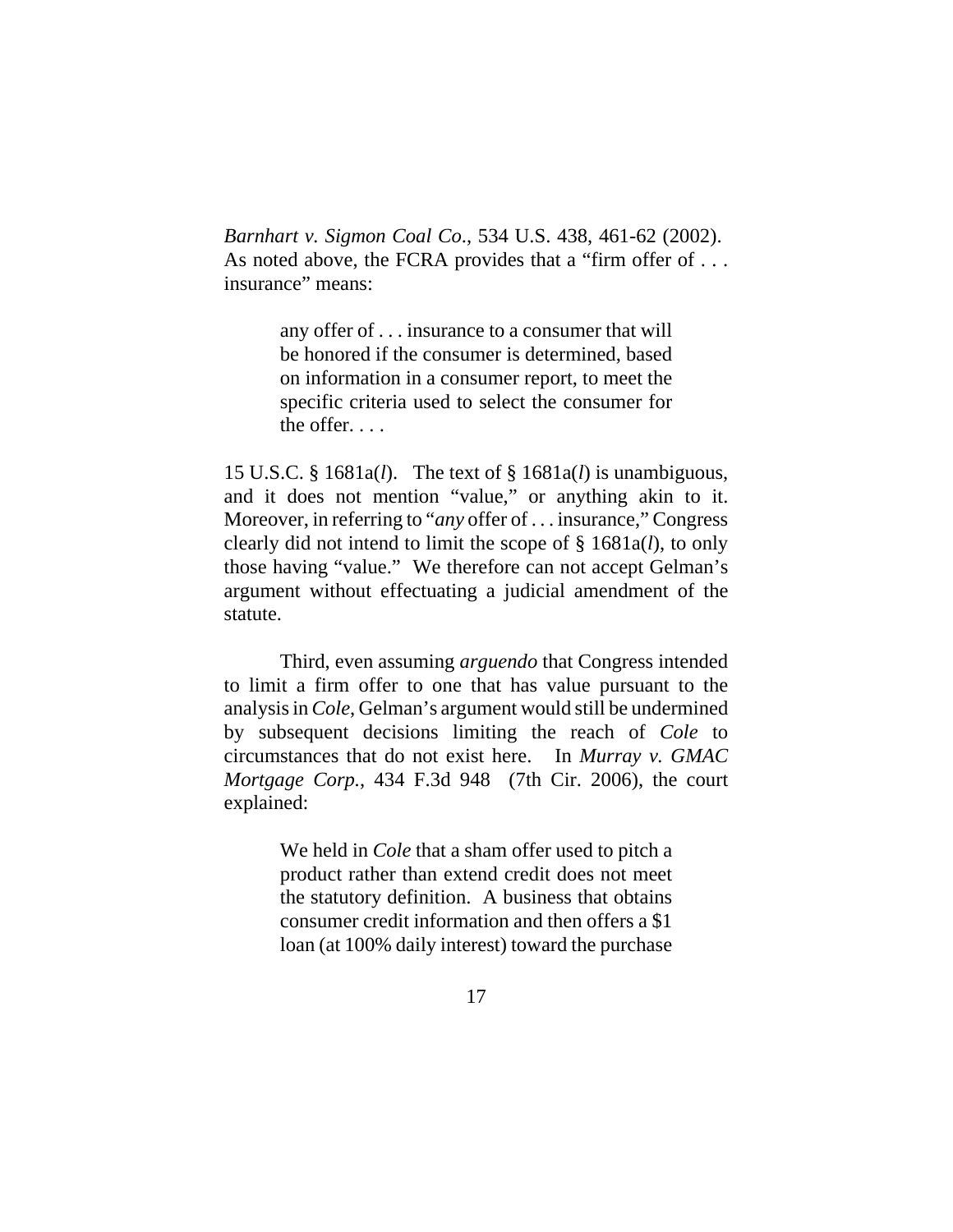*Barnhart v. Sigmon Coal Co.*, 534 U.S. 438, 461-62 (2002). As noted above, the FCRA provides that a "firm offer of . . . insurance" means:

> any offer of . . . insurance to a consumer that will be honored if the consumer is determined, based on information in a consumer report, to meet the specific criteria used to select the consumer for the offer. . . .

15 U.S.C. § 1681a(*l*). The text of § 1681a(*l*) is unambiguous, and it does not mention "value," or anything akin to it. Moreover, in referring to "*any* offer of . . . insurance," Congress clearly did not intend to limit the scope of § 1681a(*l*), to only those having "value." We therefore can not accept Gelman's argument without effectuating a judicial amendment of the statute.

Third, even assuming *arguendo* that Congress intended to limit a firm offer to one that has value pursuant to the analysis in *Cole*, Gelman's argument would still be undermined by subsequent decisions limiting the reach of *Cole* to circumstances that do not exist here. In *Murray v. GMAC Mortgage Corp.*, 434 F.3d 948 (7th Cir. 2006), the court explained:

> We held in *Cole* that a sham offer used to pitch a product rather than extend credit does not meet the statutory definition. A business that obtains consumer credit information and then offers a $1 loan (at 100% daily interest) toward the purchase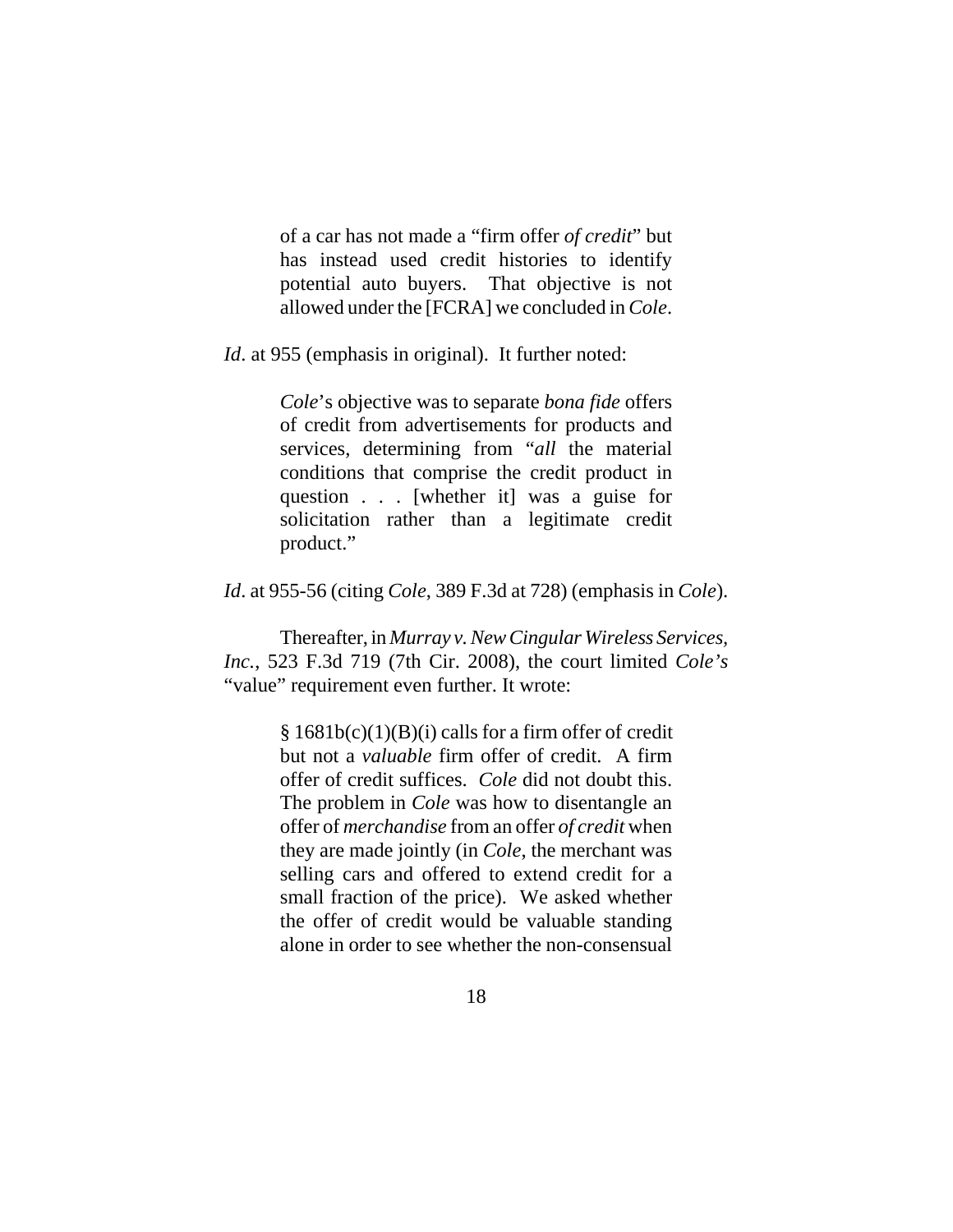> of a car has not made a "firm offer *of credit*" but has instead used credit histories to identify potential auto buyers. That objective is not allowed under the [FCRA] we concluded in *Cole*.

*Id*. at 955 (emphasis in original). It further noted:

> *Cole*'s objective was to separate *bona fide* offers of credit from advertisements for products and services, determining from "*all* the material conditions that comprise the credit product in question . . . [whether it] was a guise for solicitation rather than a legitimate credit product."

*Id*. at 955-56 (citing *Cole*, 389 F.3d at 728) (emphasis in *Cole*).

Thereafter, in *Murray v. New Cingular Wireless Services, Inc.*, 523 F.3d 719 (7th Cir. 2008), the court limited *Cole's* "value" requirement even further. It wrote:

> § 1681b(c)(1)(B)(i) calls for a firm offer of credit but not a *valuable* firm offer of credit. A firm offer of credit suffices. *Cole* did not doubt this. The problem in *Cole* was how to disentangle an offer of *merchandise* from an offer *of credit* when they are made jointly (in *Cole*, the merchant was selling cars and offered to extend credit for a small fraction of the price). We asked whether the offer of credit would be valuable standing alone in order to see whether the non-consensual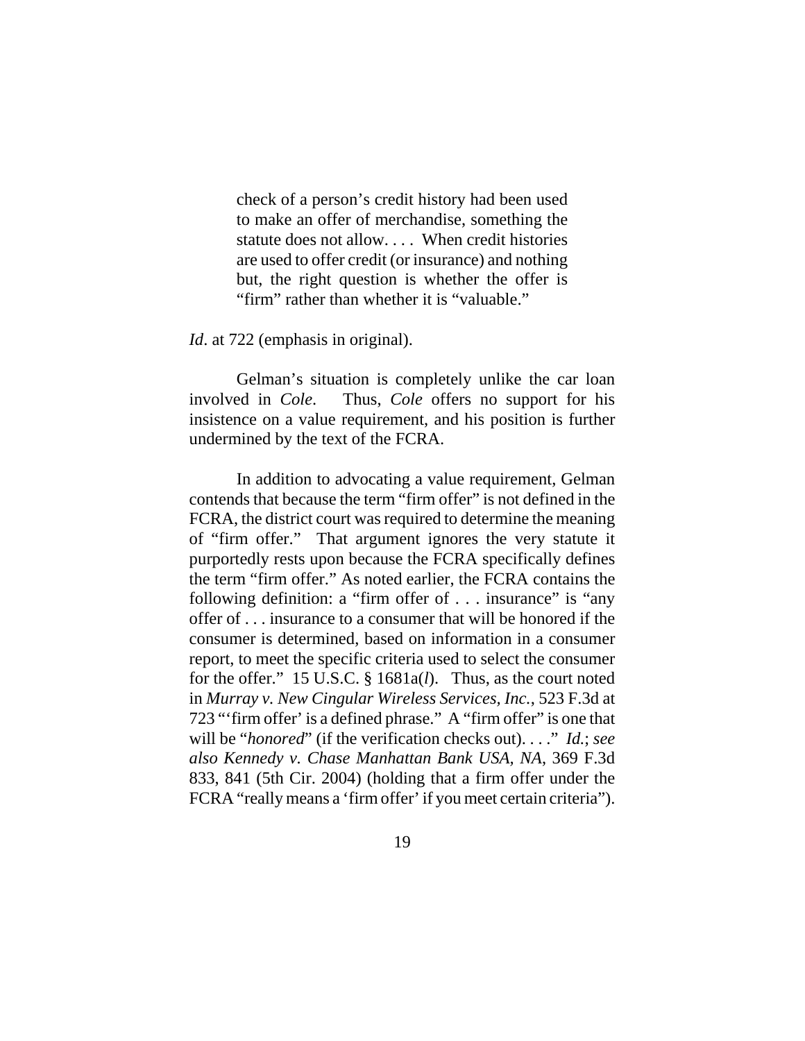> check of a person's credit history had been used to make an offer of merchandise, something the statute does not allow. . . . When credit histories are used to offer credit (or insurance) and nothing but, the right question is whether the offer is "firm" rather than whether it is "valuable."

*Id*. at 722 (emphasis in original).

Gelman's situation is completely unlike the car loan involved in *Cole*. Thus, *Cole* offers no support for his insistence on a value requirement, and his position is further undermined by the text of the FCRA.

In addition to advocating a value requirement, Gelman contends that because the term "firm offer" is not defined in the FCRA, the district court was required to determine the meaning of "firm offer." That argument ignores the very statute it purportedly rests upon because the FCRA specifically defines the term "firm offer." As noted earlier, the FCRA contains the following definition: a "firm offer of . . . insurance" is "any offer of . . . insurance to a consumer that will be honored if the consumer is determined, based on information in a consumer report, to meet the specific criteria used to select the consumer for the offer." 15 U.S.C. § 1681a(*l*). Thus, as the court noted in *Murray v. New Cingular Wireless Services, Inc.*, 523 F.3d at 723 "'firm offer' is a defined phrase." A "firm offer" is one that will be "*honored*" (if the verification checks out). . . ." *Id.*; *see also Kennedy v. Chase Manhattan Bank USA, NA*, 369 F.3d 833, 841 (5th Cir. 2004) (holding that a firm offer under the FCRA "really means a 'firm offer' if you meet certain criteria").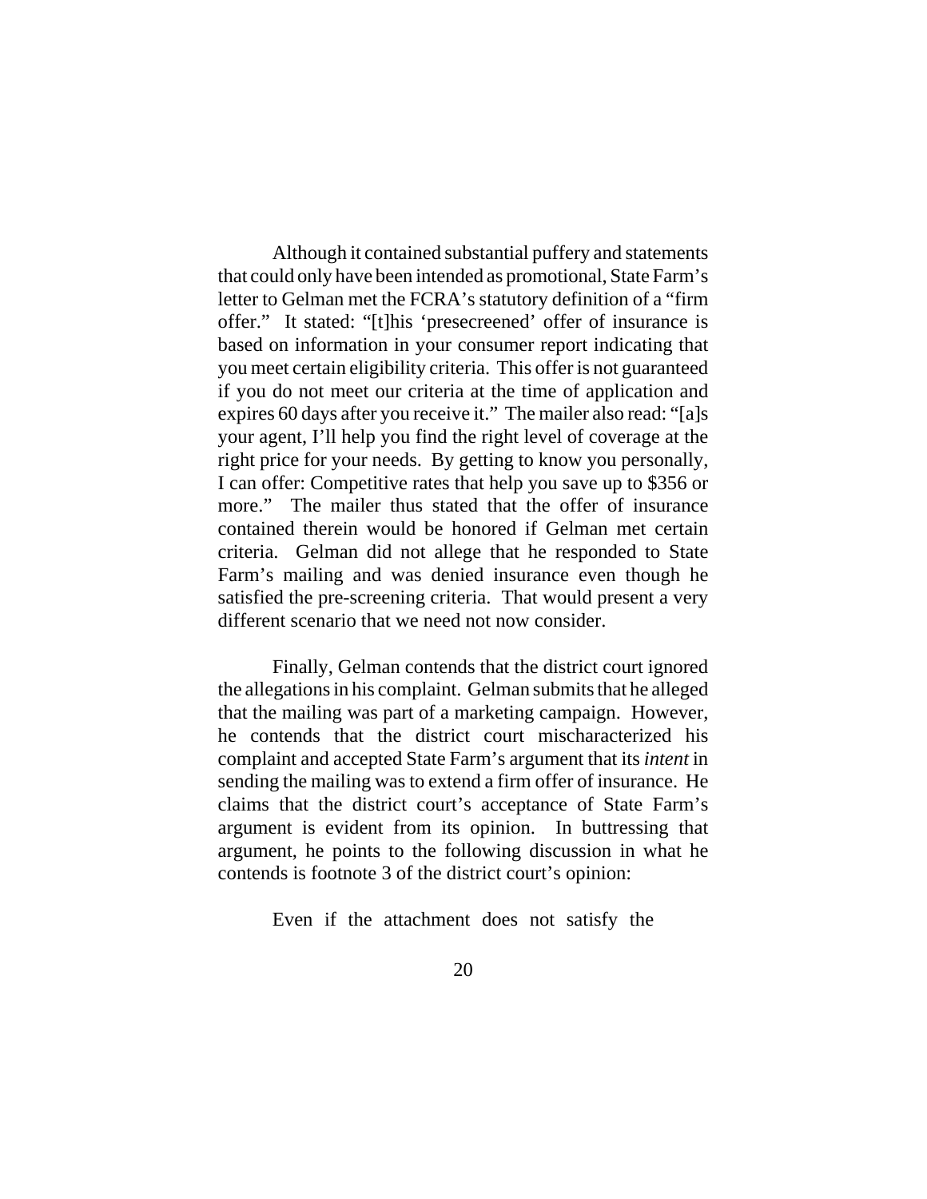Although it contained substantial puffery and statements that could only have been intended as promotional, State Farm's letter to Gelman met the FCRA's statutory definition of a "firm offer." It stated: "[t]his 'presecreened' offer of insurance is based on information in your consumer report indicating that you meet certain eligibility criteria. This offer is not guaranteed if you do not meet our criteria at the time of application and expires 60 days after you receive it." The mailer also read: "[a]s your agent, I'll help you find the right level of coverage at the right price for your needs. By getting to know you personally, I can offer: Competitive rates that help you save up to $356 or more." The mailer thus stated that the offer of insurance contained therein would be honored if Gelman met certain criteria. Gelman did not allege that he responded to State Farm's mailing and was denied insurance even though he satisfied the pre-screening criteria. That would present a very different scenario that we need not now consider.

Finally, Gelman contends that the district court ignored the allegations in his complaint. Gelman submits that he alleged that the mailing was part of a marketing campaign. However, he contends that the district court mischaracterized his complaint and accepted State Farm's argument that its *intent* in sending the mailing was to extend a firm offer of insurance. He claims that the district court's acceptance of State Farm's argument is evident from its opinion. In buttressing that argument, he points to the following discussion in what he contends is footnote 3 of the district court's opinion:

> Even if the attachment does not satisfy the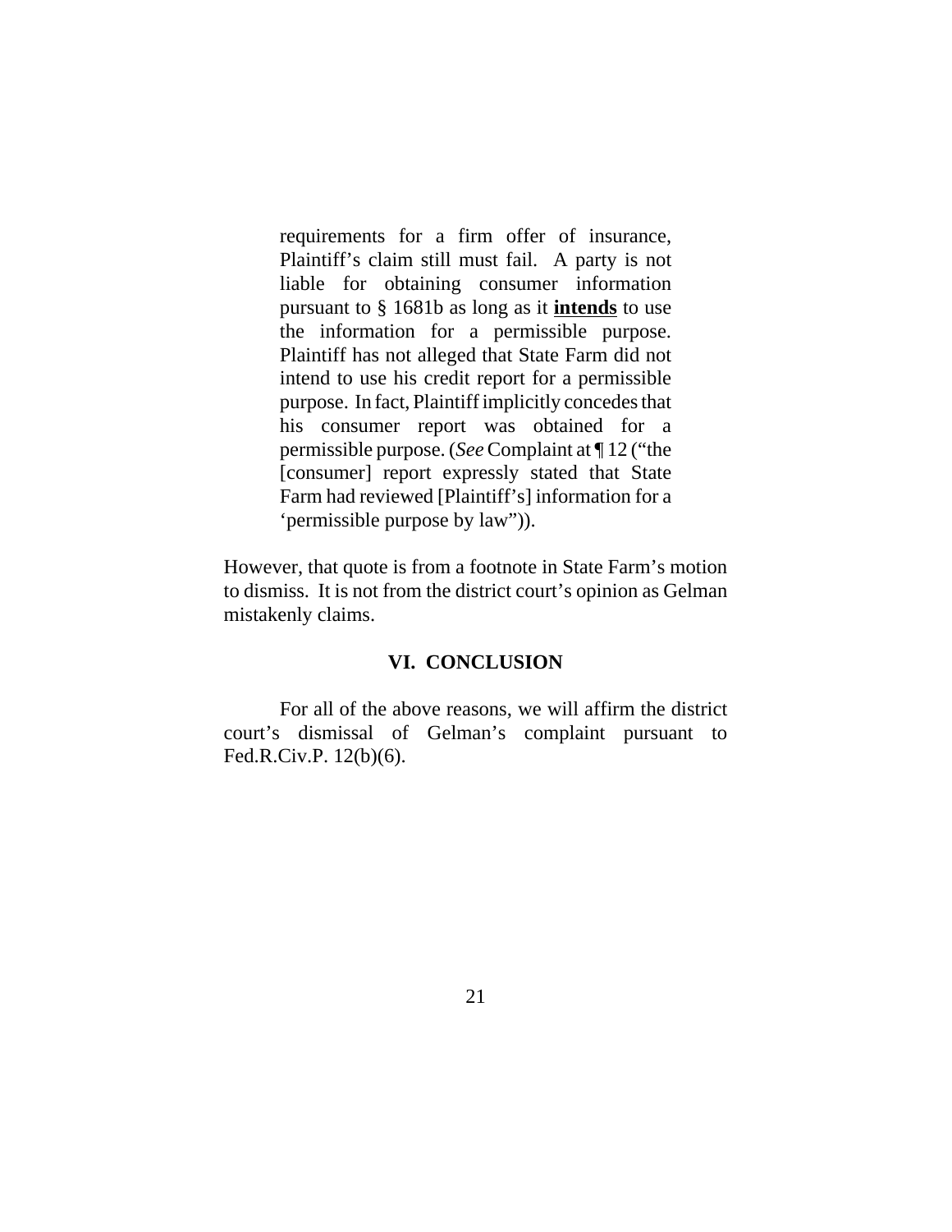> requirements for a firm offer of insurance, Plaintiff's claim still must fail. A party is not liable for obtaining consumer information pursuant to § 1681b as long as it **intends** to use the information for a permissible purpose. Plaintiff has not alleged that State Farm did not intend to use his credit report for a permissible purpose. In fact, Plaintiff implicitly concedes that his consumer report was obtained for a permissible purpose. (*See* Complaint at ¶ 12 ("the [consumer] report expressly stated that State Farm had reviewed [Plaintiff's] information for a 'permissible purpose by law")).

However, that quote is from a footnote in State Farm's motion to dismiss. It is not from the district court's opinion as Gelman mistakenly claims.

## VI. CONCLUSION

For all of the above reasons, we will affirm the district court's dismissal of Gelman's complaint pursuant to Fed.R.Civ.P. 12(b)(6).